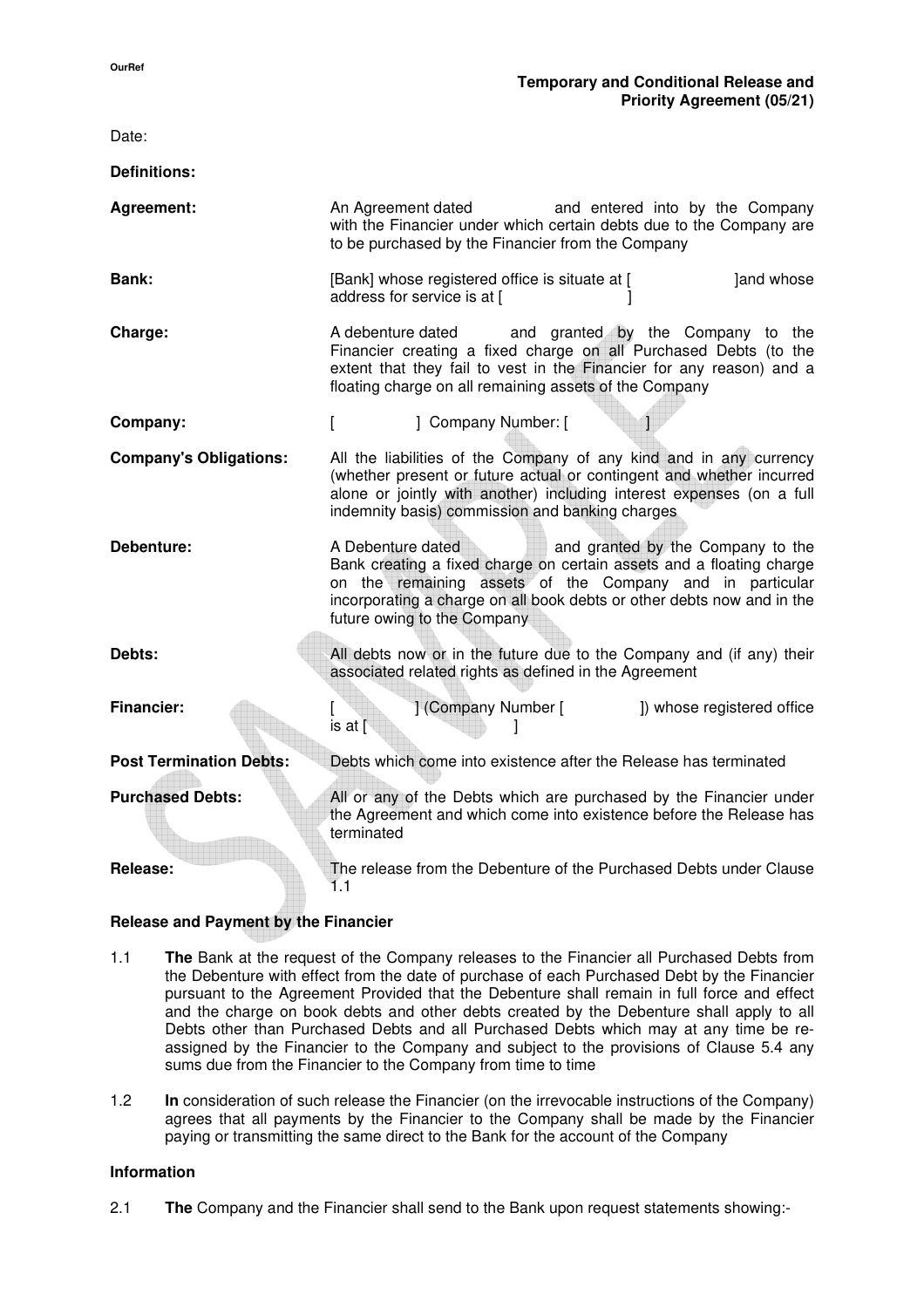OurRef

**Temporary and Conditional Release and Priority Agreement (05/21)**

Date:

**Definitions:**

| | |
|---|---|
| **Agreement:** | An Agreement dated and entered into by the Company with the Financier under which certain debts due to the Company are to be purchased by the Financier from the Company |
| **Bank:** | [Bank] whose registered office is situate at [ ]and whose address for service is at [ ] |
| **Charge:** | A debenture dated and granted by the Company to the Financier creating a fixed charge on all Purchased Debts (to the extent that they fail to vest in the Financier for any reason) and a floating charge on all remaining assets of the Company |
| **Company:** | [ ] Company Number: [ ] |
| **Company's Obligations:** | All the liabilities of the Company of any kind and in any currency (whether present or future actual or contingent and whether incurred alone or jointly with another) including interest expenses (on a full indemnity basis) commission and banking charges |
| **Debenture:** | A Debenture dated and granted by the Company to the Bank creating a fixed charge on certain assets and a floating charge on the remaining assets of the Company and in particular incorporating a charge on all book debts or other debts now and in the future owing to the Company |
| **Debts:** | All debts now or in the future due to the Company and (if any) their associated related rights as defined in the Agreement |
| **Financier:** | [ ] (Company Number [ ]) whose registered office is at [ ] |
| **Post Termination Debts:** | Debts which come into existence after the Release has terminated |
| **Purchased Debts:** | All or any of the Debts which are purchased by the Financier under the Agreement and which come into existence before the Release has terminated |
| **Release:** | The release from the Debenture of the Purchased Debts under Clause 1.1 |

**Release and Payment by the Financier**

1.1 **The** Bank at the request of the Company releases to the Financier all Purchased Debts from the Debenture with effect from the date of purchase of each Purchased Debt by the Financier pursuant to the Agreement Provided that the Debenture shall remain in full force and effect and the charge on book debts and other debts created by the Debenture shall apply to all Debts other than Purchased Debts and all Purchased Debts which may at any time be re-assigned by the Financier to the Company and subject to the provisions of Clause 5.4 any sums due from the Financier to the Company from time to time

1.2 **In** consideration of such release the Financier (on the irrevocable instructions of the Company) agrees that all payments by the Financier to the Company shall be made by the Financier paying or transmitting the same direct to the Bank for the account of the Company

**Information**

2.1 **The** Company and the Financier shall send to the Bank upon request statements showing:-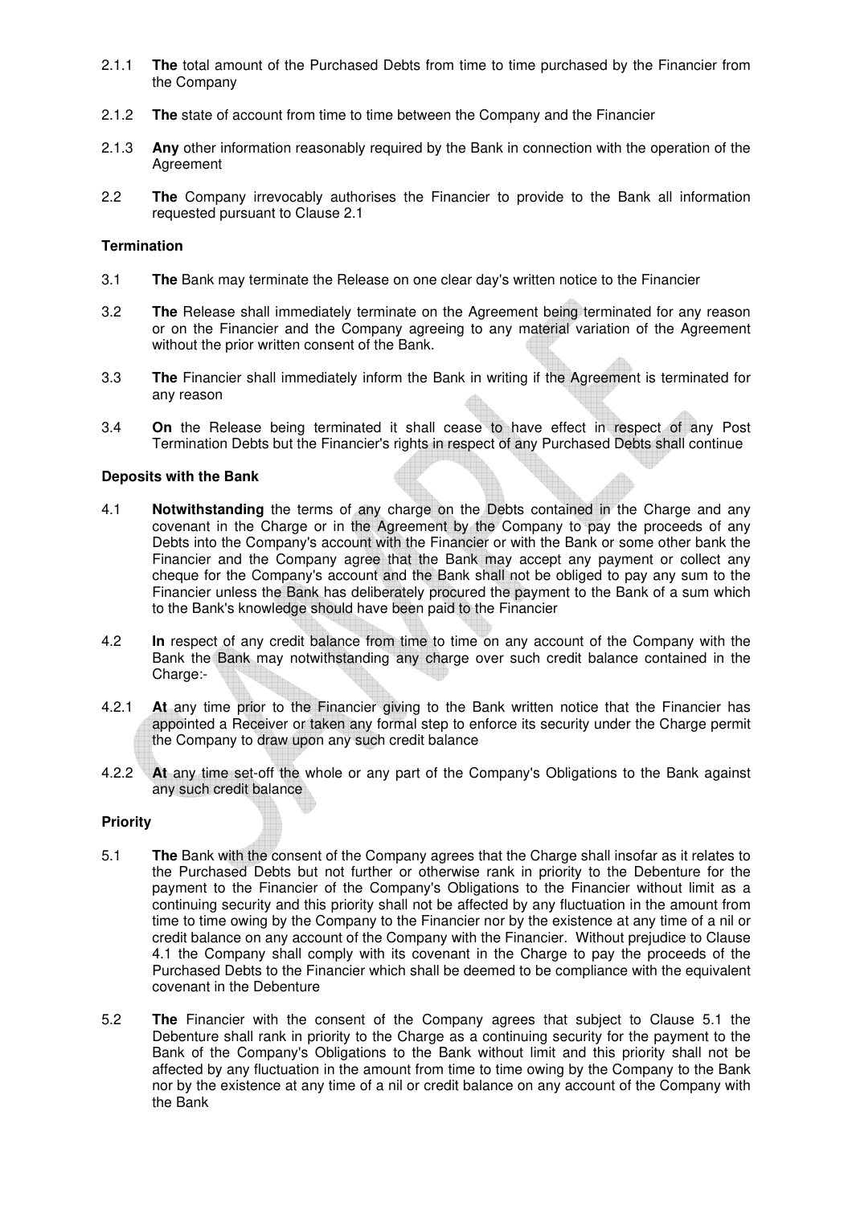2.1.1 **The** total amount of the Purchased Debts from time to time purchased by the Financier from the Company

2.1.2 **The** state of account from time to time between the Company and the Financier

2.1.3 **Any** other information reasonably required by the Bank in connection with the operation of the Agreement

2.2 **The** Company irrevocably authorises the Financier to provide to the Bank all information requested pursuant to Clause 2.1

**Termination**

3.1 **The** Bank may terminate the Release on one clear day's written notice to the Financier

3.2 **The** Release shall immediately terminate on the Agreement being terminated for any reason or on the Financier and the Company agreeing to any material variation of the Agreement without the prior written consent of the Bank.

3.3 **The** Financier shall immediately inform the Bank in writing if the Agreement is terminated for any reason

3.4 **On** the Release being terminated it shall cease to have effect in respect of any Post Termination Debts but the Financier's rights in respect of any Purchased Debts shall continue

**Deposits with the Bank**

4.1 **Notwithstanding** the terms of any charge on the Debts contained in the Charge and any covenant in the Charge or in the Agreement by the Company to pay the proceeds of any Debts into the Company's account with the Financier or with the Bank or some other bank the Financier and the Company agree that the Bank may accept any payment or collect any cheque for the Company's account and the Bank shall not be obliged to pay any sum to the Financier unless the Bank has deliberately procured the payment to the Bank of a sum which to the Bank's knowledge should have been paid to the Financier

4.2 **In** respect of any credit balance from time to time on any account of the Company with the Bank the Bank may notwithstanding any charge over such credit balance contained in the Charge:-

4.2.1 **At** any time prior to the Financier giving to the Bank written notice that the Financier has appointed a Receiver or taken any formal step to enforce its security under the Charge permit the Company to draw upon any such credit balance

4.2.2 **At** any time set-off the whole or any part of the Company's Obligations to the Bank against any such credit balance

**Priority**

5.1 **The** Bank with the consent of the Company agrees that the Charge shall insofar as it relates to the Purchased Debts but not further or otherwise rank in priority to the Debenture for the payment to the Financier of the Company's Obligations to the Financier without limit as a continuing security and this priority shall not be affected by any fluctuation in the amount from time to time owing by the Company to the Financier nor by the existence at any time of a nil or credit balance on any account of the Company with the Financier. Without prejudice to Clause 4.1 the Company shall comply with its covenant in the Charge to pay the proceeds of the Purchased Debts to the Financier which shall be deemed to be compliance with the equivalent covenant in the Debenture

5.2 **The** Financier with the consent of the Company agrees that subject to Clause 5.1 the Debenture shall rank in priority to the Charge as a continuing security for the payment to the Bank of the Company's Obligations to the Bank without limit and this priority shall not be affected by any fluctuation in the amount from time to time owing by the Company to the Bank nor by the existence at any time of a nil or credit balance on any account of the Company with the Bank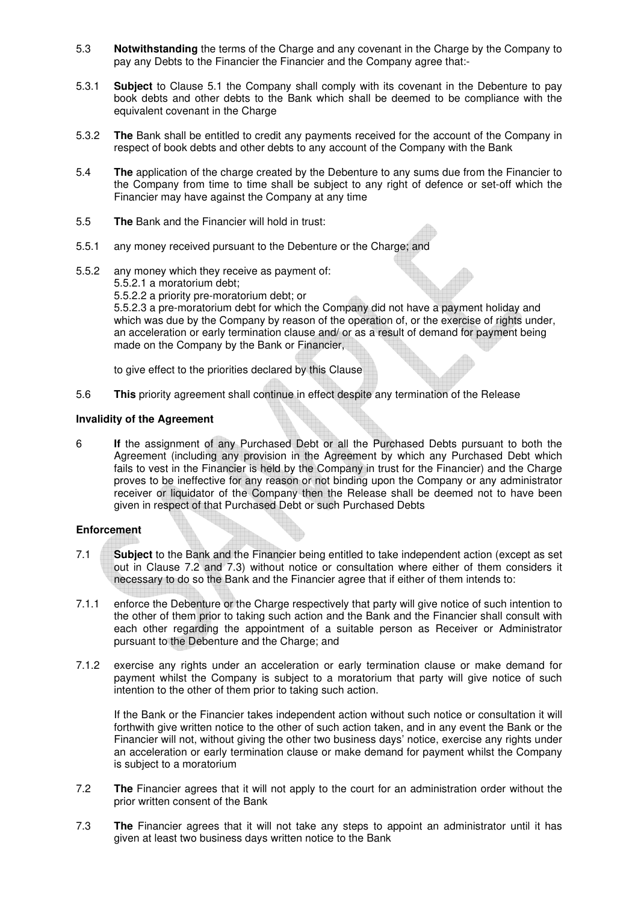5.3 **Notwithstanding** the terms of the Charge and any covenant in the Charge by the Company to pay any Debts to the Financier the Financier and the Company agree that:-

5.3.1 **Subject** to Clause 5.1 the Company shall comply with its covenant in the Debenture to pay book debts and other debts to the Bank which shall be deemed to be compliance with the equivalent covenant in the Charge

5.3.2 **The** Bank shall be entitled to credit any payments received for the account of the Company in respect of book debts and other debts to any account of the Company with the Bank

5.4 **The** application of the charge created by the Debenture to any sums due from the Financier to the Company from time to time shall be subject to any right of defence or set-off which the Financier may have against the Company at any time

5.5 **The** Bank and the Financier will hold in trust:

5.5.1 any money received pursuant to the Debenture or the Charge; and

5.5.2 any money which they receive as payment of:
5.5.2.1 a moratorium debt;
5.5.2.2 a priority pre-moratorium debt; or
5.5.2.3 a pre-moratorium debt for which the Company did not have a payment holiday and which was due by the Company by reason of the operation of, or the exercise of rights under, an acceleration or early termination clause and/ or as a result of demand for payment being made on the Company by the Bank or Financier,

to give effect to the priorities declared by this Clause

5.6 **This** priority agreement shall continue in effect despite any termination of the Release

**Invalidity of the Agreement**

6 **If** the assignment of any Purchased Debt or all the Purchased Debts pursuant to both the Agreement (including any provision in the Agreement by which any Purchased Debt which fails to vest in the Financier is held by the Company in trust for the Financier) and the Charge proves to be ineffective for any reason or not binding upon the Company or any administrator receiver or liquidator of the Company then the Release shall be deemed not to have been given in respect of that Purchased Debt or such Purchased Debts

**Enforcement**

7.1 **Subject** to the Bank and the Financier being entitled to take independent action (except as set out in Clause 7.2 and 7.3) without notice or consultation where either of them considers it necessary to do so the Bank and the Financier agree that if either of them intends to:

7.1.1 enforce the Debenture or the Charge respectively that party will give notice of such intention to the other of them prior to taking such action and the Bank and the Financier shall consult with each other regarding the appointment of a suitable person as Receiver or Administrator pursuant to the Debenture and the Charge; and

7.1.2 exercise any rights under an acceleration or early termination clause or make demand for payment whilst the Company is subject to a moratorium that party will give notice of such intention to the other of them prior to taking such action.

If the Bank or the Financier takes independent action without such notice or consultation it will forthwith give written notice to the other of such action taken, and in any event the Bank or the Financier will not, without giving the other two business days' notice, exercise any rights under an acceleration or early termination clause or make demand for payment whilst the Company is subject to a moratorium

7.2 **The** Financier agrees that it will not apply to the court for an administration order without the prior written consent of the Bank

7.3 **The** Financier agrees that it will not take any steps to appoint an administrator until it has given at least two business days written notice to the Bank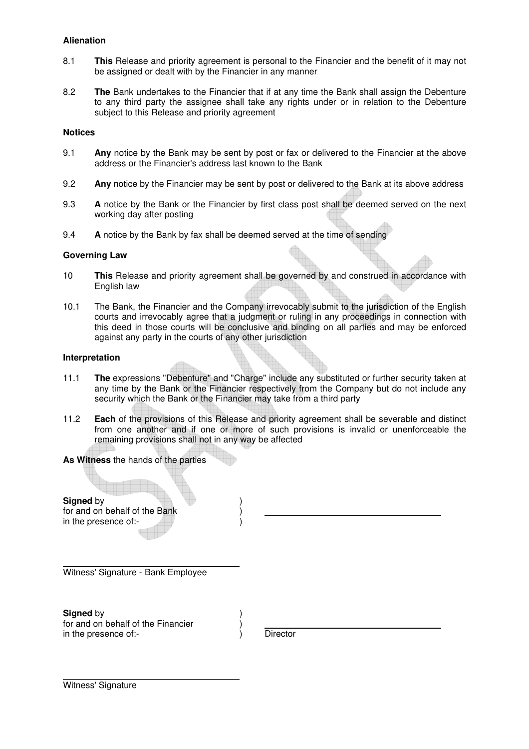**Alienation**

8.1 **This** Release and priority agreement is personal to the Financier and the benefit of it may not be assigned or dealt with by the Financier in any manner

8.2 **The** Bank undertakes to the Financier that if at any time the Bank shall assign the Debenture to any third party the assignee shall take any rights under or in relation to the Debenture subject to this Release and priority agreement

**Notices**

9.1 **Any** notice by the Bank may be sent by post or fax or delivered to the Financier at the above address or the Financier's address last known to the Bank

9.2 **Any** notice by the Financier may be sent by post or delivered to the Bank at its above address

9.3 **A** notice by the Bank or the Financier by first class post shall be deemed served on the next working day after posting

9.4 **A** notice by the Bank by fax shall be deemed served at the time of sending

**Governing Law**

10 **This** Release and priority agreement shall be governed by and construed in accordance with English law

10.1 The Bank, the Financier and the Company irrevocably submit to the jurisdiction of the English courts and irrevocably agree that a judgment or ruling in any proceedings in connection with this deed in those courts will be conclusive and binding on all parties and may be enforced against any party in the courts of any other jurisdiction

**Interpretation**

11.1 **The** expressions "Debenture" and "Charge" include any substituted or further security taken at any time by the Bank or the Financier respectively from the Company but do not include any security which the Bank or the Financier may take from a third party

11.2 **Each** of the provisions of this Release and priority agreement shall be severable and distinct from one another and if one or more of such provisions is invalid or unenforceable the remaining provisions shall not in any way be affected

**As Witness** the hands of the parties

**Signed** by )
for and on behalf of the Bank ) \_\_\_\_\_\_\_\_\_\_\_\_\_\_\_\_\_\_\_\_\_\_\_\_\_\_\_\_\_\_
in the presence of:- )

\_\_\_\_\_\_\_\_\_\_\_\_\_\_\_\_\_\_\_\_\_\_\_\_\_\_\_\_\_\_
Witness' Signature - Bank Employee

**Signed** by )
for and on behalf of the Financier ) \_\_\_\_\_\_\_\_\_\_\_\_\_\_\_\_\_\_\_\_\_\_\_\_\_\_\_\_\_\_
in the presence of:- ) Director

\_\_\_\_\_\_\_\_\_\_\_\_\_\_\_\_\_\_\_\_\_\_\_\_\_\_\_\_\_\_
Witness' Signature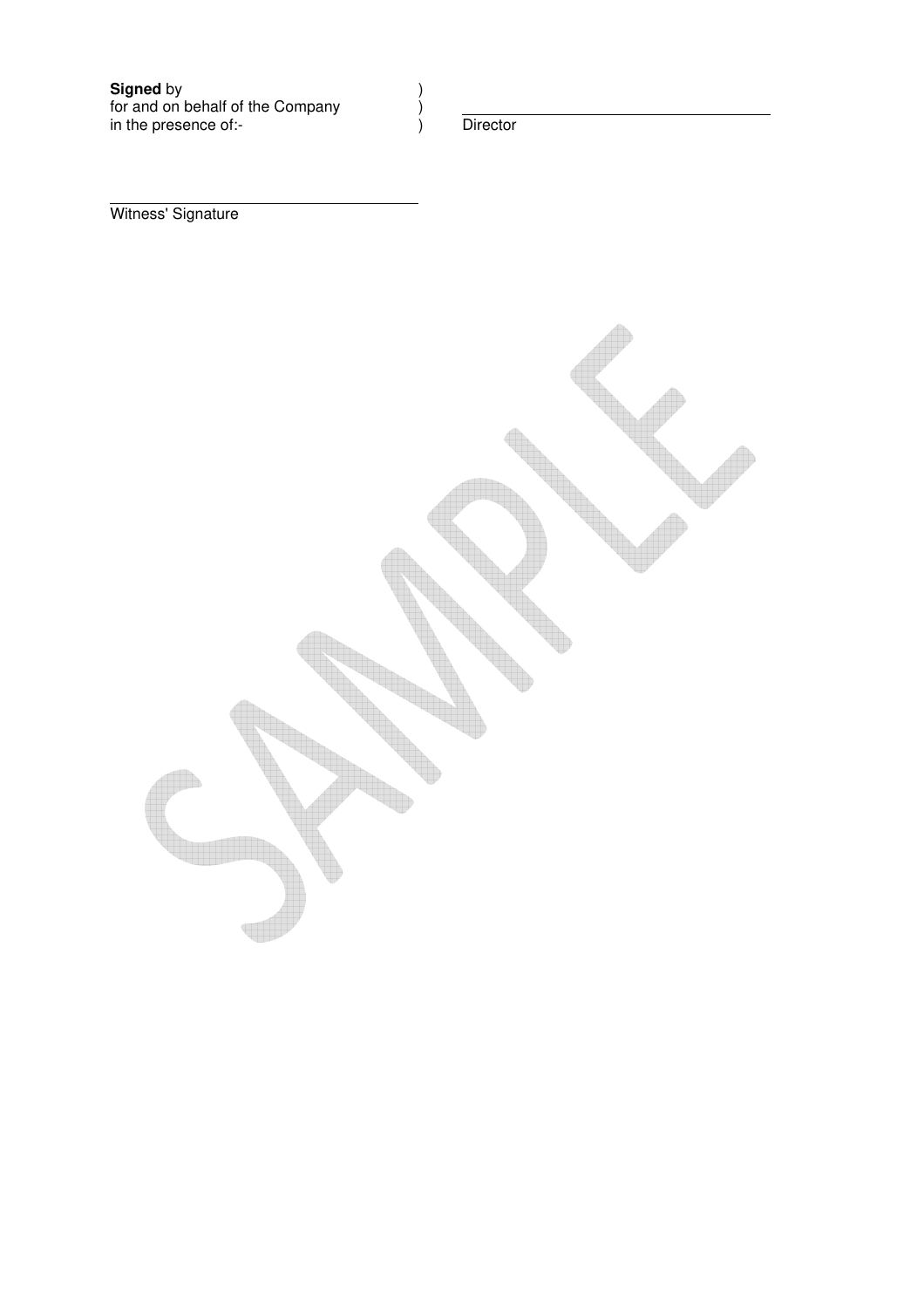**Signed** by )
for and on behalf of the Company )
in the presence of:- )

\_\_\_\_\_\_\_\_\_\_\_\_\_\_\_\_\_\_\_\_\_\_\_\_\_\_\_\_\_\_
Director

\_\_\_\_\_\_\_\_\_\_\_\_\_\_\_\_\_\_\_\_\_\_\_\_\_\_\_\_\_\_
Witness' Signature

SAMPLE